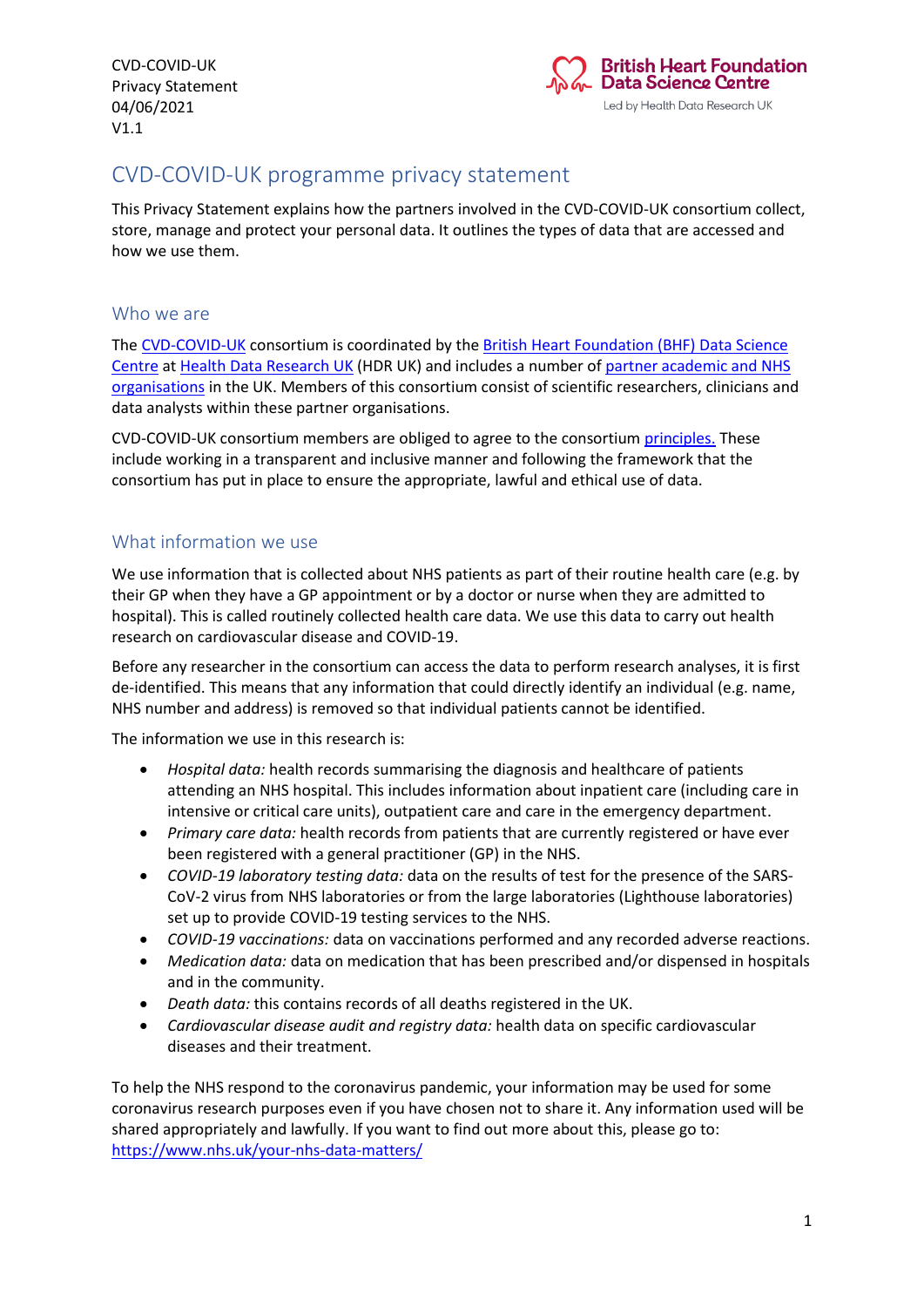CVD-COVID-UK
Privacy Statement
04/06/2021
V1.1

# CVD-COVID-UK programme privacy statement

This Privacy Statement explains how the partners involved in the CVD-COVID-UK consortium collect, store, manage and protect your personal data. It outlines the types of data that are accessed and how we use them.

## Who we are

The CVD-COVID-UK consortium is coordinated by the British Heart Foundation (BHF) Data Science Centre at Health Data Research UK (HDR UK) and includes a number of partner academic and NHS organisations in the UK. Members of this consortium consist of scientific researchers, clinicians and data analysts within these partner organisations.

CVD-COVID-UK consortium members are obliged to agree to the consortium principles. These include working in a transparent and inclusive manner and following the framework that the consortium has put in place to ensure the appropriate, lawful and ethical use of data.

## What information we use

We use information that is collected about NHS patients as part of their routine health care (e.g. by their GP when they have a GP appointment or by a doctor or nurse when they are admitted to hospital). This is called routinely collected health care data. We use this data to carry out health research on cardiovascular disease and COVID-19.

Before any researcher in the consortium can access the data to perform research analyses, it is first de-identified. This means that any information that could directly identify an individual (e.g. name, NHS number and address) is removed so that individual patients cannot be identified.

The information we use in this research is:

- *Hospital data:* health records summarising the diagnosis and healthcare of patients attending an NHS hospital. This includes information about inpatient care (including care in intensive or critical care units), outpatient care and care in the emergency department.
- *Primary care data:* health records from patients that are currently registered or have ever been registered with a general practitioner (GP) in the NHS.
- *COVID-19 laboratory testing data:* data on the results of test for the presence of the SARS-CoV-2 virus from NHS laboratories or from the large laboratories (Lighthouse laboratories) set up to provide COVID-19 testing services to the NHS.
- *COVID-19 vaccinations:* data on vaccinations performed and any recorded adverse reactions.
- *Medication data:* data on medication that has been prescribed and/or dispensed in hospitals and in the community.
- *Death data:* this contains records of all deaths registered in the UK.
- *Cardiovascular disease audit and registry data:* health data on specific cardiovascular diseases and their treatment.

To help the NHS respond to the coronavirus pandemic, your information may be used for some coronavirus research purposes even if you have chosen not to share it. Any information used will be shared appropriately and lawfully. If you want to find out more about this, please go to: https://www.nhs.uk/your-nhs-data-matters/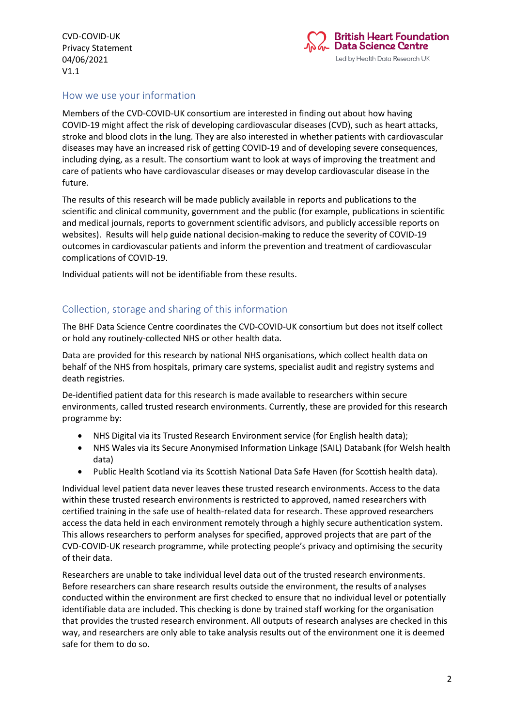## How we use your information

Members of the CVD-COVID-UK consortium are interested in finding out about how having COVID-19 might affect the risk of developing cardiovascular diseases (CVD), such as heart attacks, stroke and blood clots in the lung. They are also interested in whether patients with cardiovascular diseases may have an increased risk of getting COVID-19 and of developing severe consequences, including dying, as a result. The consortium want to look at ways of improving the treatment and care of patients who have cardiovascular diseases or may develop cardiovascular disease in the future.

The results of this research will be made publicly available in reports and publications to the scientific and clinical community, government and the public (for example, publications in scientific and medical journals, reports to government scientific advisors, and publicly accessible reports on websites). Results will help guide national decision-making to reduce the severity of COVID-19 outcomes in cardiovascular patients and inform the prevention and treatment of cardiovascular complications of COVID-19.

Individual patients will not be identifiable from these results.

## Collection, storage and sharing of this information

The BHF Data Science Centre coordinates the CVD-COVID-UK consortium but does not itself collect or hold any routinely-collected NHS or other health data.

Data are provided for this research by national NHS organisations, which collect health data on behalf of the NHS from hospitals, primary care systems, specialist audit and registry systems and death registries.

De-identified patient data for this research is made available to researchers within secure environments, called trusted research environments. Currently, these are provided for this research programme by:

- NHS Digital via its Trusted Research Environment service (for English health data);
- NHS Wales via its Secure Anonymised Information Linkage (SAIL) Databank (for Welsh health data)
- Public Health Scotland via its Scottish National Data Safe Haven (for Scottish health data).

Individual level patient data never leaves these trusted research environments. Access to the data within these trusted research environments is restricted to approved, named researchers with certified training in the safe use of health-related data for research. These approved researchers access the data held in each environment remotely through a highly secure authentication system. This allows researchers to perform analyses for specified, approved projects that are part of the CVD-COVID-UK research programme, while protecting people's privacy and optimising the security of their data.

Researchers are unable to take individual level data out of the trusted research environments. Before researchers can share research results outside the environment, the results of analyses conducted within the environment are first checked to ensure that no individual level or potentially identifiable data are included. This checking is done by trained staff working for the organisation that provides the trusted research environment. All outputs of research analyses are checked in this way, and researchers are only able to take analysis results out of the environment one it is deemed safe for them to do so.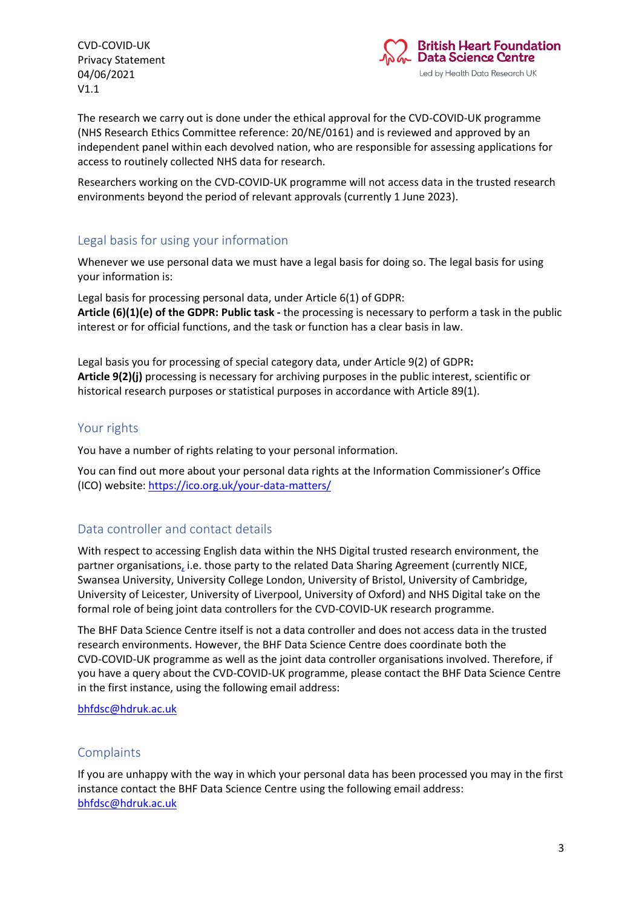The research we carry out is done under the ethical approval for the CVD-COVID-UK programme (NHS Research Ethics Committee reference: 20/NE/0161) and is reviewed and approved by an independent panel within each devolved nation, who are responsible for assessing applications for access to routinely collected NHS data for research.

Researchers working on the CVD-COVID-UK programme will not access data in the trusted research environments beyond the period of relevant approvals (currently 1 June 2023).

## Legal basis for using your information

Whenever we use personal data we must have a legal basis for doing so. The legal basis for using your information is:

Legal basis for processing personal data, under Article 6(1) of GDPR:
**Article (6)(1)(e) of the GDPR: Public task -** the processing is necessary to perform a task in the public interest or for official functions, and the task or function has a clear basis in law.

Legal basis you for processing of special category data, under Article 9(2) of GDPR**:**
**Article 9(2)(j)** processing is necessary for archiving purposes in the public interest, scientific or historical research purposes or statistical purposes in accordance with Article 89(1).

## Your rights

You have a number of rights relating to your personal information.

You can find out more about your personal data rights at the Information Commissioner's Office (ICO) website: https://ico.org.uk/your-data-matters/

## Data controller and contact details

With respect to accessing English data within the NHS Digital trusted research environment, the partner organisations, i.e. those party to the related Data Sharing Agreement (currently NICE, Swansea University, University College London, University of Bristol, University of Cambridge, University of Leicester, University of Liverpool, University of Oxford) and NHS Digital take on the formal role of being joint data controllers for the CVD-COVID-UK research programme.

The BHF Data Science Centre itself is not a data controller and does not access data in the trusted research environments. However, the BHF Data Science Centre does coordinate both the CVD-COVID-UK programme as well as the joint data controller organisations involved. Therefore, if you have a query about the CVD-COVID-UK programme, please contact the BHF Data Science Centre in the first instance, using the following email address:

bhfdsc@hdruk.ac.uk

## Complaints

If you are unhappy with the way in which your personal data has been processed you may in the first instance contact the BHF Data Science Centre using the following email address: bhfdsc@hdruk.ac.uk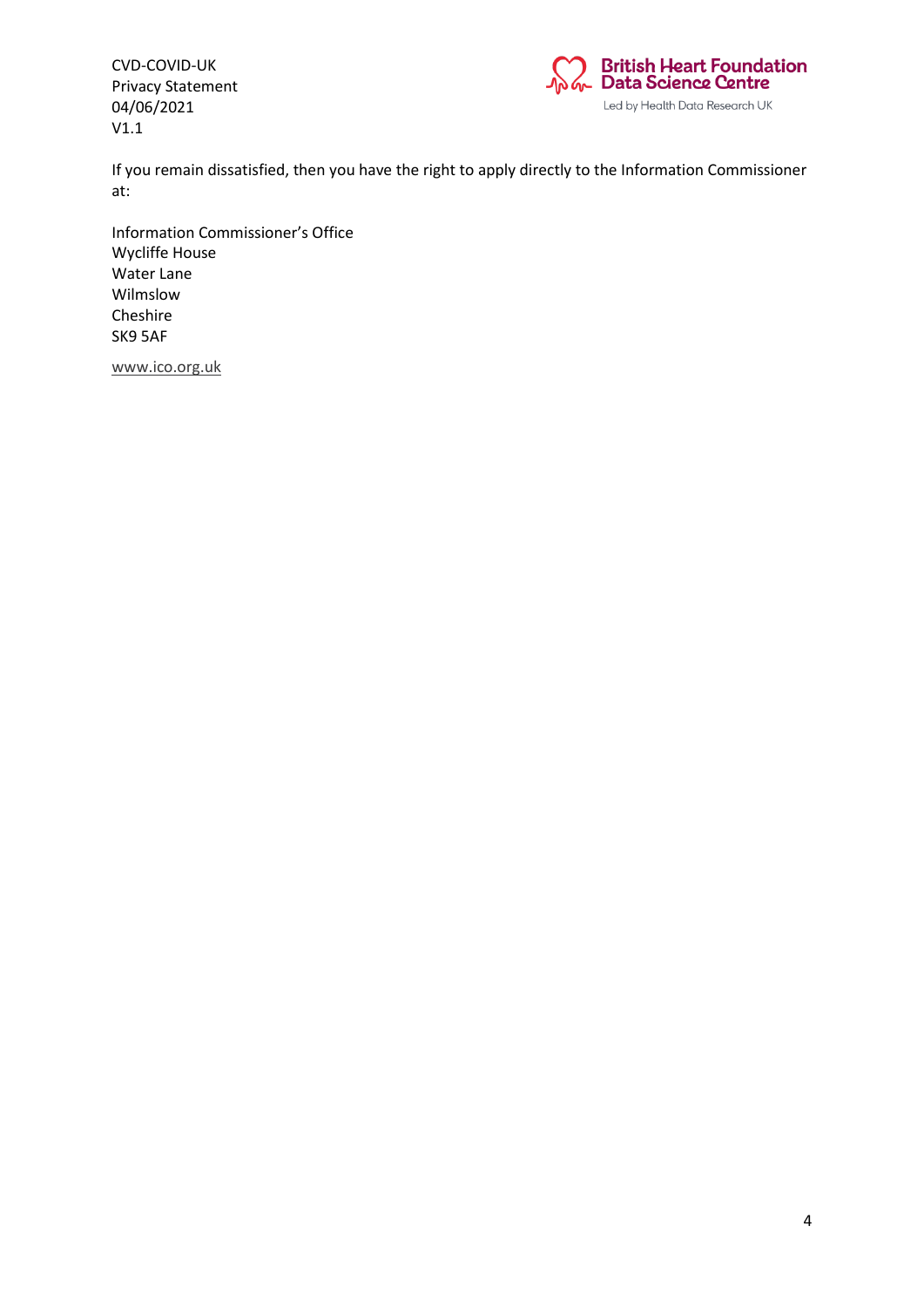If you remain dissatisfied, then you have the right to apply directly to the Information Commissioner at:

Information Commissioner's Office  
Wycliffe House  
Water Lane  
Wilmslow  
Cheshire  
SK9 5AF

www.ico.org.uk